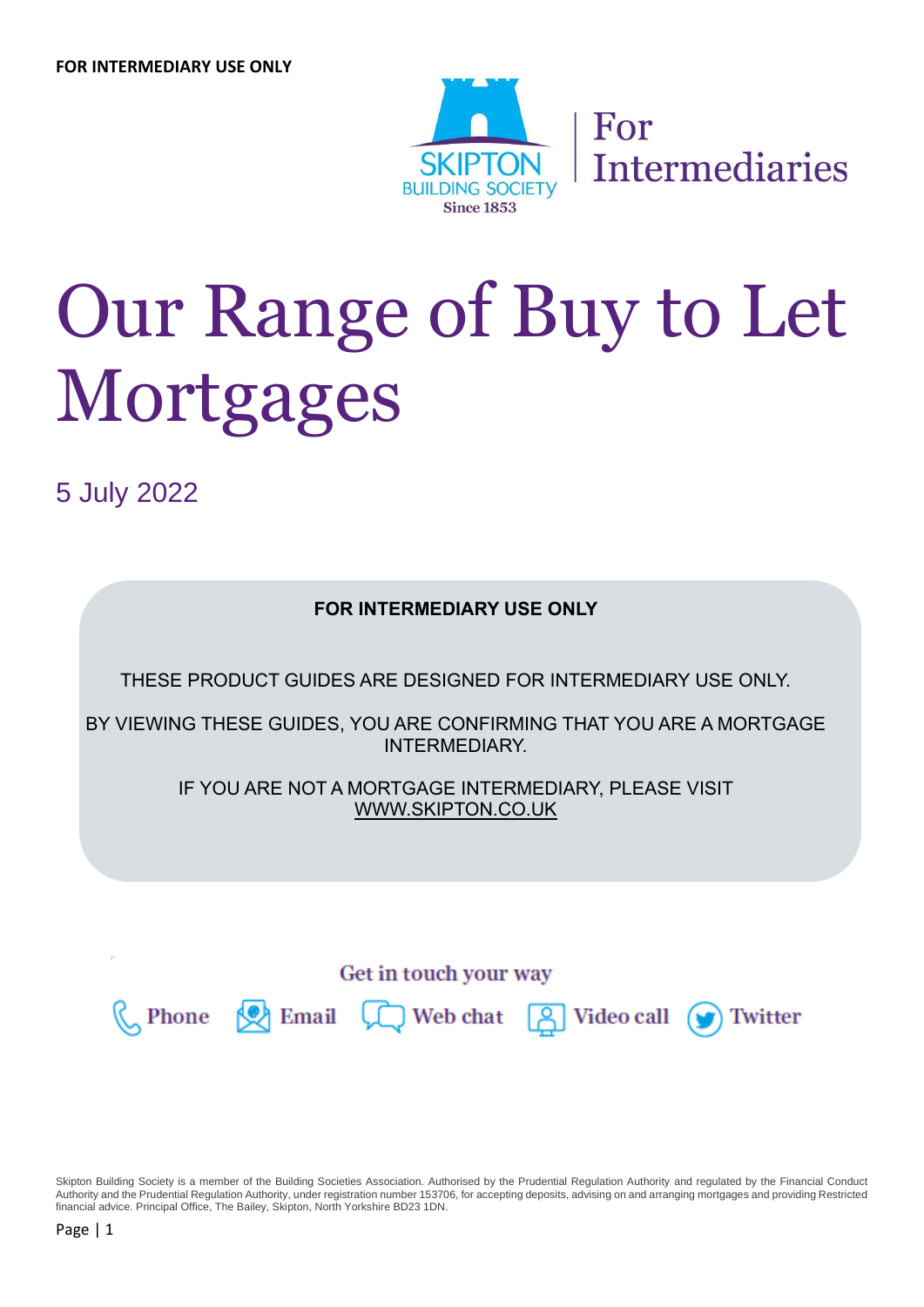FOR INTERMEDIARY USE ONLY

SKIPTON BUILDING SOCIETY
Since 1853

For Intermediaries

# Our Range of Buy to Let Mortgages

5 July 2022

**FOR INTERMEDIARY USE ONLY**

THESE PRODUCT GUIDES ARE DESIGNED FOR INTERMEDIARY USE ONLY.

BY VIEWING THESE GUIDES, YOU ARE CONFIRMING THAT YOU ARE A MORTGAGE INTERMEDIARY.

IF YOU ARE NOT A MORTGAGE INTERMEDIARY, PLEASE VISIT WWW.SKIPTON.CO.UK

Get in touch your way

Phone | Email | Web chat | Video call | Twitter

Skipton Building Society is a member of the Building Societies Association. Authorised by the Prudential Regulation Authority and regulated by the Financial Conduct Authority and the Prudential Regulation Authority, under registration number 153706, for accepting deposits, advising on and arranging mortgages and providing Restricted financial advice. Principal Office, The Bailey, Skipton, North Yorkshire BD23 1DN.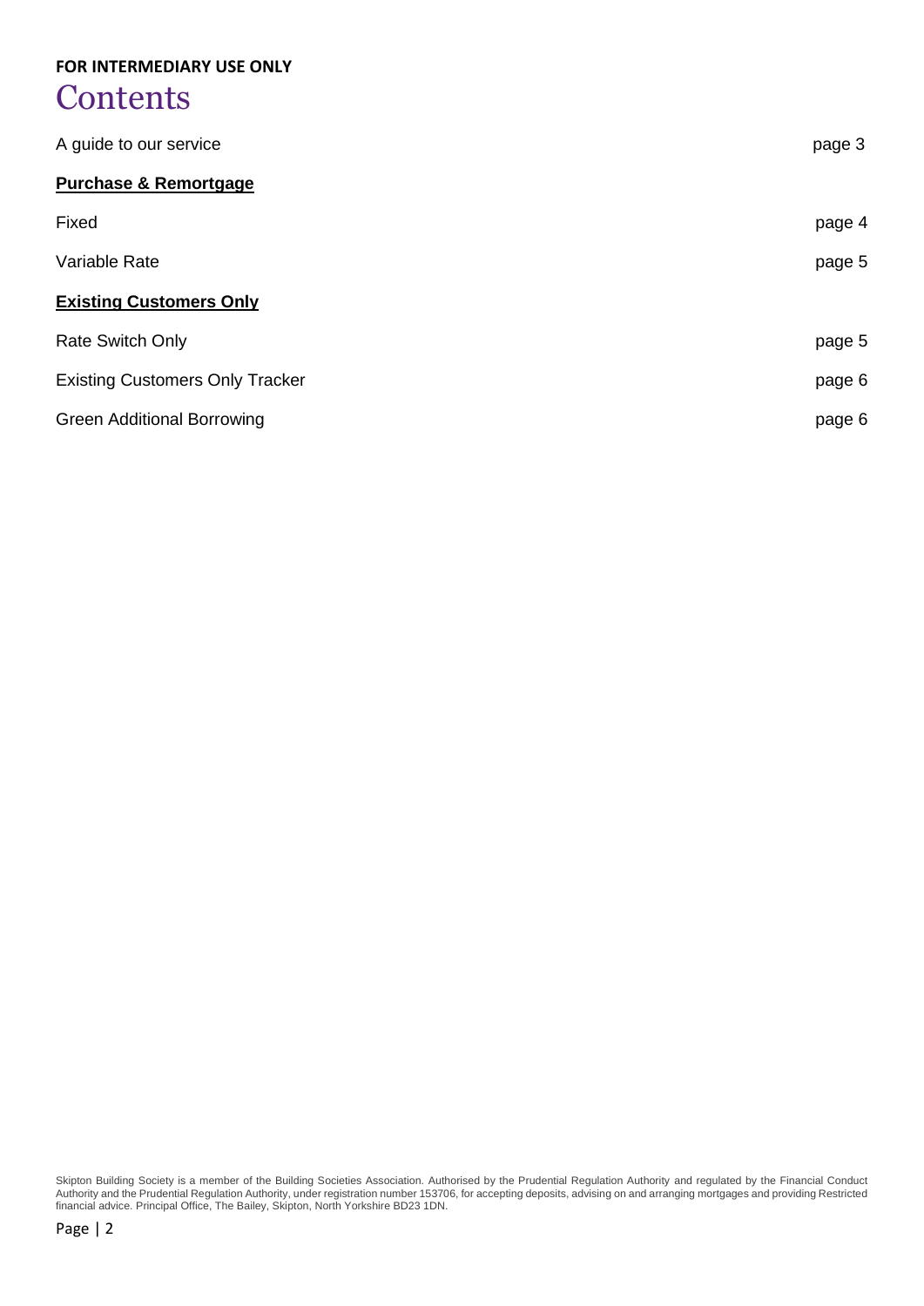**FOR INTERMEDIARY USE ONLY**

# Contents

| | |
|---|---|
| A guide to our service | page 3 |
| **Purchase & Remortgage** | |
| Fixed | page 4 |
| Variable Rate | page 5 |
| **Existing Customers Only** | |
| Rate Switch Only | page 5 |
| Existing Customers Only Tracker | page 6 |
| Green Additional Borrowing | page 6 |

Skipton Building Society is a member of the Building Societies Association. Authorised by the Prudential Regulation Authority and regulated by the Financial Conduct Authority and the Prudential Regulation Authority, under registration number 153706, for accepting deposits, advising on and arranging mortgages and providing Restricted financial advice. Principal Office, The Bailey, Skipton, North Yorkshire BD23 1DN.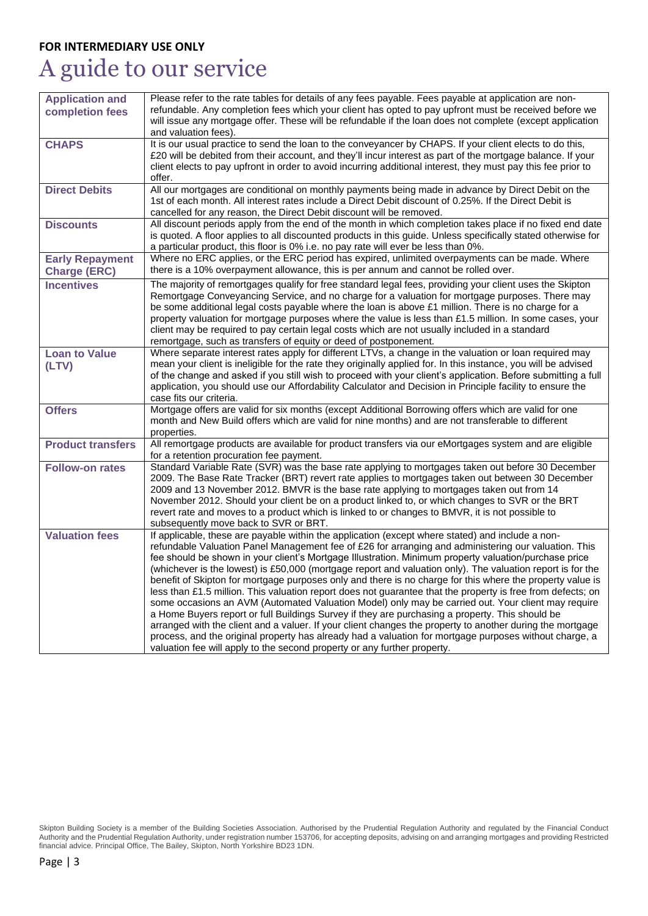**FOR INTERMEDIARY USE ONLY**

# A guide to our service

| | |
|---|---|
| **Application and completion fees** | Please refer to the rate tables for details of any fees payable. Fees payable at application are non-refundable. Any completion fees which your client has opted to pay upfront must be received before we will issue any mortgage offer. These will be refundable if the loan does not complete (except application and valuation fees). |
| **CHAPS** | It is our usual practice to send the loan to the conveyancer by CHAPS. If your client elects to do this, £20 will be debited from their account, and they'll incur interest as part of the mortgage balance. If your client elects to pay upfront in order to avoid incurring additional interest, they must pay this fee prior to offer. |
| **Direct Debits** | All our mortgages are conditional on monthly payments being made in advance by Direct Debit on the 1st of each month. All interest rates include a Direct Debit discount of 0.25%. If the Direct Debit is cancelled for any reason, the Direct Debit discount will be removed. |
| **Discounts** | All discount periods apply from the end of the month in which completion takes place if no fixed end date is quoted. A floor applies to all discounted products in this guide. Unless specifically stated otherwise for a particular product, this floor is 0% i.e. no pay rate will ever be less than 0%. |
| **Early Repayment Charge (ERC)** | Where no ERC applies, or the ERC period has expired, unlimited overpayments can be made. Where there is a 10% overpayment allowance, this is per annum and cannot be rolled over. |
| **Incentives** | The majority of remortgages qualify for free standard legal fees, providing your client uses the Skipton Remortgage Conveyancing Service, and no charge for a valuation for mortgage purposes. There may be some additional legal costs payable where the loan is above £1 million. There is no charge for a property valuation for mortgage purposes where the value is less than £1.5 million. In some cases, your client may be required to pay certain legal costs which are not usually included in a standard remortgage, such as transfers of equity or deed of postponement. |
| **Loan to Value (LTV)** | Where separate interest rates apply for different LTVs, a change in the valuation or loan required may mean your client is ineligible for the rate they originally applied for. In this instance, you will be advised of the change and asked if you still wish to proceed with your client's application. Before submitting a full application, you should use our Affordability Calculator and Decision in Principle facility to ensure the case fits our criteria. |
| **Offers** | Mortgage offers are valid for six months (except Additional Borrowing offers which are valid for one month and New Build offers which are valid for nine months) and are not transferable to different properties. |
| **Product transfers** | All remortgage products are available for product transfers via our eMortgages system and are eligible for a retention procuration fee payment. |
| **Follow-on rates** | Standard Variable Rate (SVR) was the base rate applying to mortgages taken out before 30 December 2009. The Base Rate Tracker (BRT) revert rate applies to mortgages taken out between 30 December 2009 and 13 November 2012. BMVR is the base rate applying to mortgages taken out from 14 November 2012. Should your client be on a product linked to, or which changes to SVR or the BRT revert rate and moves to a product which is linked to or changes to BMVR, it is not possible to subsequently move back to SVR or BRT. |
| **Valuation fees** | If applicable, these are payable within the application (except where stated) and include a non-refundable Valuation Panel Management fee of £26 for arranging and administering our valuation. This fee should be shown in your client's Mortgage Illustration. Minimum property valuation/purchase price (whichever is the lowest) is £50,000 (mortgage report and valuation only). The valuation report is for the benefit of Skipton for mortgage purposes only and there is no charge for this where the property value is less than £1.5 million. This valuation report does not guarantee that the property is free from defects; on some occasions an AVM (Automated Valuation Model) only may be carried out. Your client may require a Home Buyers report or full Buildings Survey if they are purchasing a property. This should be arranged with the client and a valuer. If your client changes the property to another during the mortgage process, and the original property has already had a valuation for mortgage purposes without charge, a valuation fee will apply to the second property or any further property. |

Skipton Building Society is a member of the Building Societies Association. Authorised by the Prudential Regulation Authority and regulated by the Financial Conduct Authority and the Prudential Regulation Authority, under registration number 153706, for accepting deposits, advising on and arranging mortgages and providing Restricted financial advice. Principal Office, The Bailey, Skipton, North Yorkshire BD23 1DN.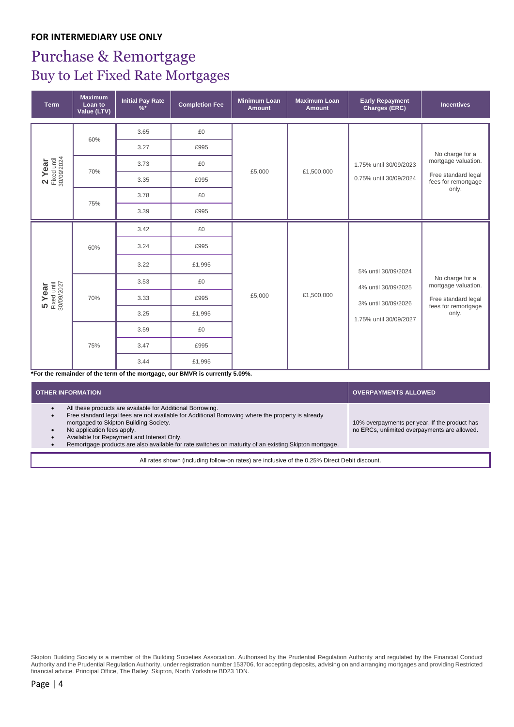**FOR INTERMEDIARY USE ONLY**

# Purchase & Remortgage

## Buy to Let Fixed Rate Mortgages

| Term | Maximum Loan to Value (LTV) | Initial Pay Rate %* | Completion Fee | Minimum Loan Amount | Maximum Loan Amount | Early Repayment Charges (ERC) | Incentives |
|---|---|---|---|---|---|---|---|
| **2 Year** Fixed until 30/09/2024 | 60% | 3.65 | £0 | £5,000 | £1,500,000 | 1.75% until 30/09/2023<br>0.75% until 30/09/2024 | No charge for a mortgage valuation.<br>Free standard legal fees for remortgage only. |
| | | 3.27 | £995 | | | | |
| | 70% | 3.73 | £0 | | | | |
| | | 3.35 | £995 | | | | |
| | 75% | 3.78 | £0 | | | | |
| | | 3.39 | £995 | | | | |
| **5 Year** Fixed until 30/09/2027 | 60% | 3.42 | £0 | £5,000 | £1,500,000 | 5% until 30/09/2024<br>4% until 30/09/2025<br>3% until 30/09/2026<br>1.75% until 30/09/2027 | No charge for a mortgage valuation.<br>Free standard legal fees for remortgage only. |
| | | 3.24 | £995 | | | | |
| | | 3.22 | £1,995 | | | | |
| | 70% | 3.53 | £0 | | | | |
| | | 3.33 | £995 | | | | |
| | | 3.25 | £1,995 | | | | |
| | 75% | 3.59 | £0 | | | | |
| | | 3.47 | £995 | | | | |
| | | 3.44 | £1,995 | | | | |

**\*For the remainder of the term of the mortgage, our BMVR is currently 5.09%.**

| OTHER INFORMATION | OVERPAYMENTS ALLOWED |
|---|---|
| • All these products are available for Additional Borrowing.<br>• Free standard legal fees are not available for Additional Borrowing where the property is already mortgaged to Skipton Building Society.<br>• No application fees apply.<br>• Available for Repayment and Interest Only.<br>• Remortgage products are also available for rate switches on maturity of an existing Skipton mortgage. | 10% overpayments per year. If the product has no ERCs, unlimited overpayments are allowed. |

All rates shown (including follow-on rates) are inclusive of the 0.25% Direct Debit discount.

Skipton Building Society is a member of the Building Societies Association. Authorised by the Prudential Regulation Authority and regulated by the Financial Conduct Authority and the Prudential Regulation Authority, under registration number 153706, for accepting deposits, advising on and arranging mortgages and providing Restricted financial advice. Principal Office, The Bailey, Skipton, North Yorkshire BD23 1DN.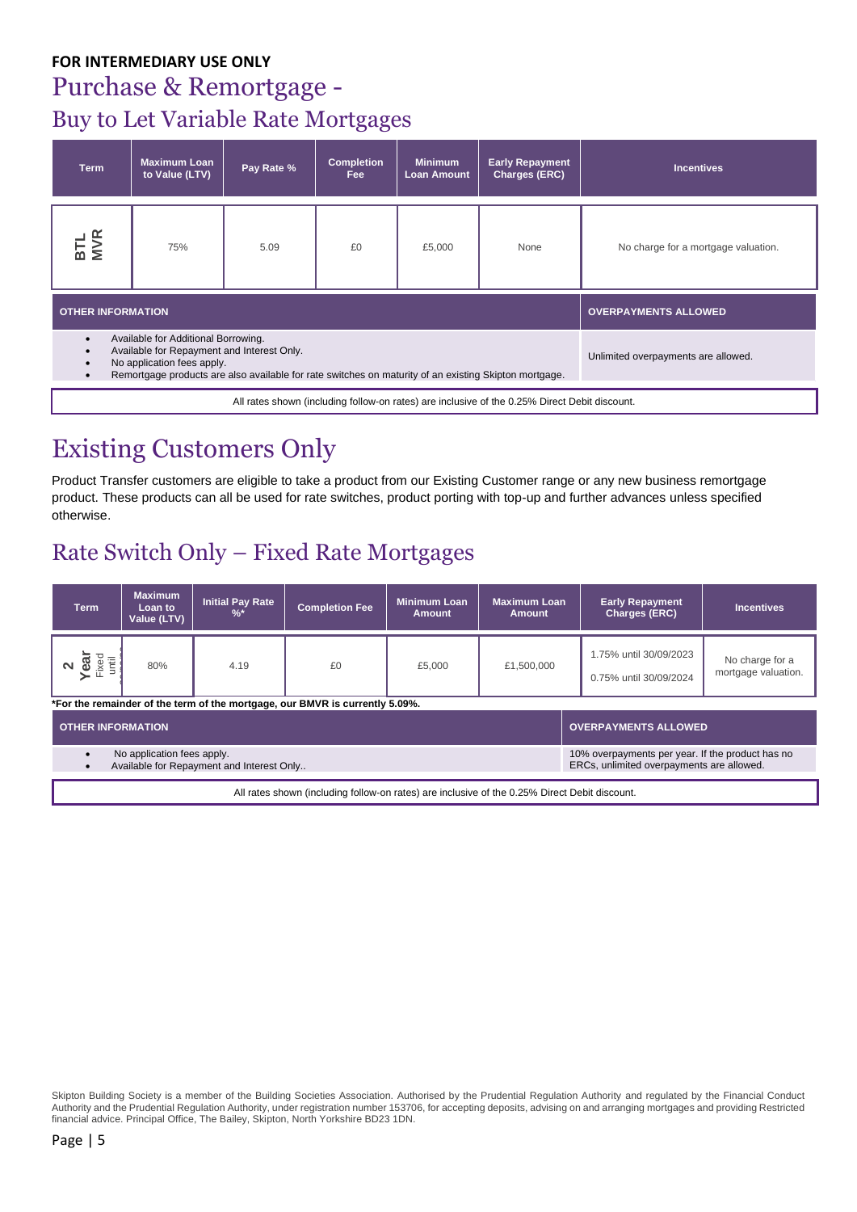**FOR INTERMEDIARY USE ONLY**

# Purchase & Remortgage -

## Buy to Let Variable Rate Mortgages

| Term | Maximum Loan to Value (LTV) | Pay Rate % | Completion Fee | Minimum Loan Amount | Early Repayment Charges (ERC) | Incentives |
|---|---|---|---|---|---|---|
| BTL MVR | 75% | 5.09 | £0 | £5,000 | None | No charge for a mortgage valuation. |

| OTHER INFORMATION | OVERPAYMENTS ALLOWED |
|---|---|
| • Available for Additional Borrowing.<br>• Available for Repayment and Interest Only.<br>• No application fees apply.<br>• Remortgage products are also available for rate switches on maturity of an existing Skipton mortgage. | Unlimited overpayments are allowed. |

All rates shown (including follow-on rates) are inclusive of the 0.25% Direct Debit discount.

# Existing Customers Only

Product Transfer customers are eligible to take a product from our Existing Customer range or any new business remortgage product. These products can all be used for rate switches, product porting with top-up and further advances unless specified otherwise.

## Rate Switch Only – Fixed Rate Mortgages

| Term | Maximum Loan to Value (LTV) | Initial Pay Rate %* | Completion Fee | Minimum Loan Amount | Maximum Loan Amount | Early Repayment Charges (ERC) | Incentives |
|---|---|---|---|---|---|---|---|
| 2 Year Fixed until | 80% | 4.19 | £0 | £5,000 | £1,500,000 | 1.75% until 30/09/2023<br>0.75% until 30/09/2024 | No charge for a mortgage valuation. |

**\*For the remainder of the term of the mortgage, our BMVR is currently 5.09%.**

| OTHER INFORMATION | OVERPAYMENTS ALLOWED |
|---|---|
| • No application fees apply.<br>• Available for Repayment and Interest Only.. | 10% overpayments per year. If the product has no ERCs, unlimited overpayments are allowed. |

All rates shown (including follow-on rates) are inclusive of the 0.25% Direct Debit discount.

Skipton Building Society is a member of the Building Societies Association. Authorised by the Prudential Regulation Authority and regulated by the Financial Conduct Authority and the Prudential Regulation Authority, under registration number 153706, for accepting deposits, advising on and arranging mortgages and providing Restricted financial advice. Principal Office, The Bailey, Skipton, North Yorkshire BD23 1DN.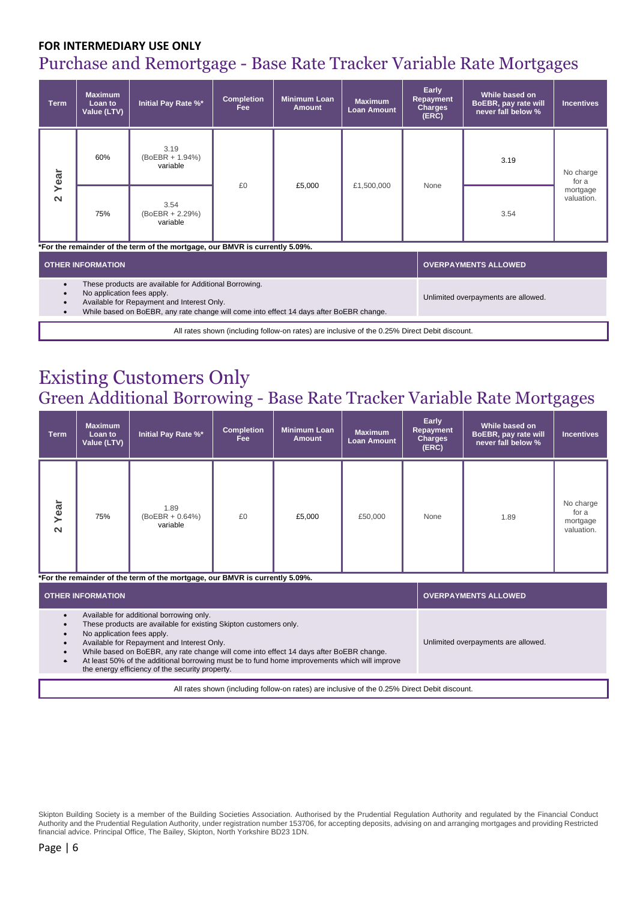**FOR INTERMEDIARY USE ONLY**

# Purchase and Remortgage - Base Rate Tracker Variable Rate Mortgages

| Term | Maximum Loan to Value (LTV) | Initial Pay Rate %* | Completion Fee | Minimum Loan Amount | Maximum Loan Amount | Early Repayment Charges (ERC) | While based on BoEBR, pay rate will never fall below % | Incentives |
|---|---|---|---|---|---|---|---|---|
| 2 Year | 60% | 3.19 (BoEBR + 1.94%) variable | £0 | £5,000 | £1,500,000 | None | 3.19 | No charge for a mortgage valuation. |
| | 75% | 3.54 (BoEBR + 2.29%) variable | | | | | 3.54 | |

**\*For the remainder of the term of the mortgage, our BMVR is currently 5.09%.**

| OTHER INFORMATION | OVERPAYMENTS ALLOWED |
|---|---|
| • These products are available for Additional Borrowing.<br>• No application fees apply.<br>• Available for Repayment and Interest Only.<br>• While based on BoEBR, any rate change will come into effect 14 days after BoEBR change. | Unlimited overpayments are allowed. |

All rates shown (including follow-on rates) are inclusive of the 0.25% Direct Debit discount.

# Existing Customers Only

## Green Additional Borrowing - Base Rate Tracker Variable Rate Mortgages

| Term | Maximum Loan to Value (LTV) | Initial Pay Rate %* | Completion Fee | Minimum Loan Amount | Maximum Loan Amount | Early Repayment Charges (ERC) | While based on BoEBR, pay rate will never fall below % | Incentives |
|---|---|---|---|---|---|---|---|---|
| 2 Year | 75% | 1.89 (BoEBR + 0.64%) variable | £0 | £5,000 | £50,000 | None | 1.89 | No charge for a mortgage valuation. |

**\*For the remainder of the term of the mortgage, our BMVR is currently 5.09%.**

| OTHER INFORMATION | OVERPAYMENTS ALLOWED |
|---|---|
| • Available for additional borrowing only.<br>• These products are available for existing Skipton customers only.<br>• No application fees apply.<br>• Available for Repayment and Interest Only.<br>• While based on BoEBR, any rate change will come into effect 14 days after BoEBR change.<br>• At least 50% of the additional borrowing must be to fund home improvements which will improve the energy efficiency of the security property. | Unlimited overpayments are allowed. |

All rates shown (including follow-on rates) are inclusive of the 0.25% Direct Debit discount.

Skipton Building Society is a member of the Building Societies Association. Authorised by the Prudential Regulation Authority and regulated by the Financial Conduct Authority and the Prudential Regulation Authority, under registration number 153706, for accepting deposits, advising on and arranging mortgages and providing Restricted financial advice. Principal Office, The Bailey, Skipton, North Yorkshire BD23 1DN.